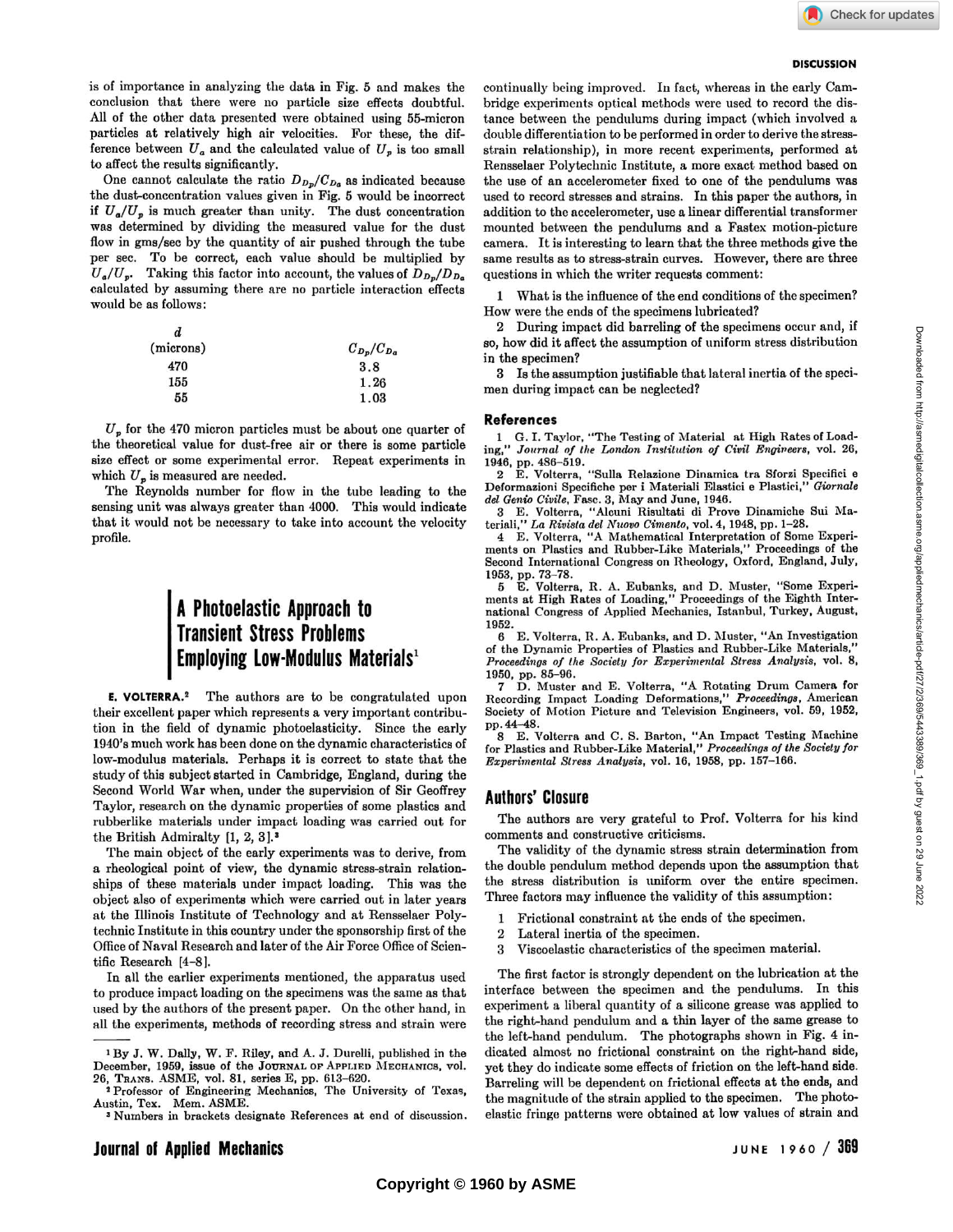is of importance in analyzing the data in Fig. 5 and makes the conclusion that there were no particle size effects doubtful. All of the other data presented were obtained using 55-micron particles at relatively high air velocities. For these, the difference between $U_a$ and the calculated value of $U_p$ is too small to affect the results significantly.

One cannot calculate the ratio $D_{D_p}/C_{D_a}$ as indicated because the dust-concentration values given in Fig. 5 would be incorrect if $U_a/U_p$ is much greater than unity. The dust concentration was determined by dividing the measured value for the dust flow in gms/sec by the quantity of air pushed through the tube per sec. To be correct, each value should be multiplied by $U_a/U_p$. Taking this factor into account, the values of $D_{D_p}/D_{D_a}$ calculated by assuming there are no particle interaction effects would be as follows:

| $d$ (microns) | $C_{D_p}/C_{D_a}$ |
|---|---|
| 470 | 3.8 |
| 155 | 1.26 |
| 55 | 1.03 |

$U_p$ for the 470 micron particles must be about one quarter of the theoretical value for dust-free air or there is some particle size effect or some experimental error. Repeat experiments in which $U_p$ is measured are needed.

The Reynolds number for flow in the tube leading to the sensing unit was always greater than 4000. This would indicate that it would not be necessary to take into account the velocity profile.

## A Photoelastic Approach to Transient Stress Problems Employing Low-Modulus Materials[1]

**E. VOLTERRA.**[2] The authors are to be congratulated upon their excellent paper which represents a very important contribution in the field of dynamic photoelasticity. Since the early 1940's much work has been done on the dynamic characteristics of low-modulus materials. Perhaps it is correct to state that the study of this subject started in Cambridge, England, during the Second World War when, under the supervision of Sir Geoffrey Taylor, research on the dynamic properties of some plastics and rubberlike materials under impact loading was carried out for the British Admiralty [1, 2, 3].[3]

The main object of the early experiments was to derive, from a rheological point of view, the dynamic stress-strain relationships of these materials under impact loading. This was the object also of experiments which were carried out in later years at the Illinois Institute of Technology and at Rensselaer Polytechnic Institute in this country under the sponsorship first of the Office of Naval Research and later of the Air Force Office of Scientific Research [4–8].

In all the earlier experiments mentioned, the apparatus used to produce impact loading on the specimens was the same as that used by the authors of the present paper. On the other hand, in all the experiments, methods of recording stress and strain were continually being improved. In fact, whereas in the early Cambridge experiments optical methods were used to record the distance between the pendulums during impact (which involved a double differentiation to be performed in order to derive the stress-strain relationship), in more recent experiments, performed at Rensselaer Polytechnic Institute, a more exact method based on the use of an accelerometer fixed to one of the pendulums was used to record stresses and strains. In this paper the authors, in addition to the accelerometer, use a linear differential transformer mounted between the pendulums and a Fastex motion-picture camera. It is interesting to learn that the three methods give the same results as to stress-strain curves. However, there are three questions in which the writer requests comment:

1. What is the influence of the end conditions of the specimen? How were the ends of the specimens lubricated?
2. During impact did barreling of the specimens occur and, if so, how did it affect the assumption of uniform stress distribution in the specimen?
3. Is the assumption justifiable that lateral inertia of the specimen during impact can be neglected?

### References

1. G. I. Taylor, "The Testing of Material at High Rates of Loading," *Journal of the London Institution of Civil Engineers*, vol. 26, 1946, pp. 486–519.
2. E. Volterra, "Sulla Relazione Dinamica tra Sforzi Specifici e Deformazioni Specifiche per i Materiali Elastici e Plastici," *Giornale del Genio Civile*, Fasc. 3, May and June, 1946.
3. E. Volterra, "Alcuni Risultati di Prove Dinamiche Sui Materiali," *La Rivista del Nuovo Cimento*, vol. 4, 1948, pp. 1–28.
4. E. Volterra, "A Mathematical Interpretation of Some Experiments on Plastics and Rubber-Like Materials," Proceedings of the Second International Congress on Rheology, Oxford, England, July, 1953, pp. 73–78.
5. E. Volterra, R. A. Eubanks, and D. Muster, "Some Experiments at High Rates of Loading," Proceedings of the Eighth International Congress of Applied Mechanics, Istanbul, Turkey, August, 1952.
6. E. Volterra, R. A. Eubanks, and D. Muster, "An Investigation of the Dynamic Properties of Plastics and Rubber-Like Materials," *Proceedings of the Society for Experimental Stress Analysis*, vol. 8, 1950, pp. 85–96.
7. D. Muster and E. Volterra, "A Rotating Drum Camera for Recording Impact Loading Deformations," *Proceedings*, American Society of Motion Picture and Television Engineers, vol. 59, 1952, pp. 44–48.
8. E. Volterra and C. S. Barton, "An Impact Testing Machine for Plastics and Rubber-Like Material," *Proceedings of the Society for Experimental Stress Analysis*, vol. 16, 1958, pp. 157–166.

## Authors' Closure

The authors are very grateful to Prof. Volterra for his kind comments and constructive criticisms.

The validity of the dynamic stress strain determination from the double pendulum method depends upon the assumption that the stress distribution is uniform over the entire specimen. Three factors may influence the validity of this assumption:

1. Frictional constraint at the ends of the specimen.
2. Lateral inertia of the specimen.
3. Viscoelastic characteristics of the specimen material.

The first factor is strongly dependent on the lubrication at the interface between the specimen and the pendulums. In this experiment a liberal quantity of a silicone grease was applied to the right-hand pendulum and a thin layer of the same grease to the left-hand pendulum. The photographs shown in Fig. 4 indicated almost no frictional constraint on the right-hand side, yet they do indicate some effects of friction on the left-hand side. Barreling will be dependent on frictional effects at the ends, and the magnitude of the strain applied to the specimen. The photoelastic fringe patterns were obtained at low values of strain and

[1] By J. W. Dally, W. F. Riley, and A. J. Durelli, published in the December, 1959, issue of the JOURNAL OF APPLIED MECHANICS, vol. 26, TRANS. ASME, vol. 81, series E, pp. 613–620.

[2] Professor of Engineering Mechanics, The University of Texas, Austin, Tex. Mem. ASME.

[3] Numbers in brackets designate References at end of discussion.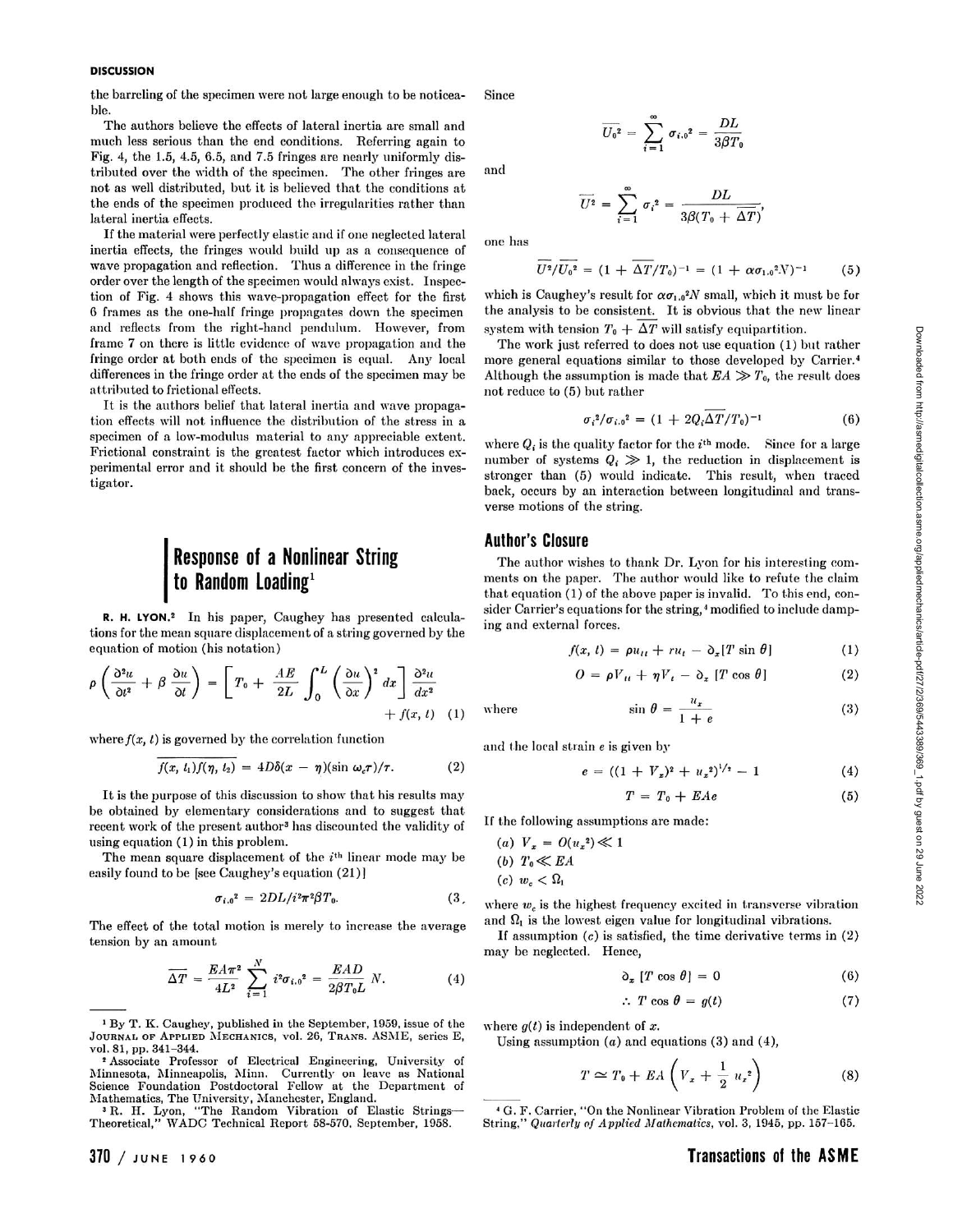**DISCUSSION**

the barreling of the specimen were not large enough to be noticeable.

The authors believe the effects of lateral inertia are small and much less serious than the end conditions. Referring again to Fig. 4, the 1.5, 4.5, 6.5, and 7.5 fringes are nearly uniformly distributed over the width of the specimen. The other fringes are not as well distributed, but it is believed that the conditions at the ends of the specimen produced the irregularities rather than lateral inertia effects.

If the material were perfectly elastic and if one neglected lateral inertia effects, the fringes would build up as a consequence of wave propagation and reflection. Thus a difference in the fringe order over the length of the specimen would always exist. Inspection of Fig. 4 shows this wave-propagation effect for the first 6 frames as the one-half fringe propagates down the specimen and reflects from the right-hand pendulum. However, from frame 7 on there is little evidence of wave propagation and the fringe order at both ends of the specimen is equal. Any local differences in the fringe order at the ends of the specimen may be attributed to frictional effects.

It is the authors belief that lateral inertia and wave propagation effects will not influence the distribution of the stress in a specimen of a low-modulus material to any appreciable extent. Frictional constraint is the greatest factor which introduces experimental error and it should be the first concern of the investigator.

## Response of a Nonlinear String to Random Loading[1]

**R. H. LYON.**[2] In his paper, Caughey has presented calculations for the mean square displacement of a string governed by the equation of motion (his notation)

$$\rho\left(\frac{\partial^2 u}{\partial t^2} + \beta\frac{\partial u}{\partial t}\right) = \left[T_0 + \frac{AE}{2L}\int_0^L\left(\frac{\partial u}{\partial x}\right)^2 dx\right]\frac{\partial^2 u}{dx^2} + f(x, t) \quad (1)$$

where $f(x, t)$ is governed by the correlation function

$$\overline{f(x, t_1)f(\eta, t_2)} = 4D\delta(x - \eta)(\sin \omega_c\tau)/\tau. \quad (2)$$

It is the purpose of this discussion to show that his results may be obtained by elementary considerations and to suggest that recent work of the present author[3] has discounted the validity of using equation (1) in this problem.

The mean square displacement of the $i^{\text{th}}$ linear mode may be easily found to be [see Caughey's equation (21)]

$$\sigma_{i,0}^2 = 2DL/i^2\pi^2\beta T_0. \quad (3)$$

The effect of the total motion is merely to increase the average tension by an amount

$$\overline{\Delta T} = \frac{EA\pi^2}{4L^2}\sum_{i=1}^{N} i^2\sigma_{i,0}^2 = \frac{EAD}{2\beta T_0 L}N. \quad (4)$$

Since

$$\overline{U_0^2} = \sum_{i=1}^{\infty}\sigma_{i,0}^2 = \frac{DL}{3\beta T_0}$$

and

$$\overline{U^2} = \sum_{i=1}^{\infty}\sigma_i^2 = \frac{DL}{3\beta(T_0 + \overline{\Delta T})},$$

one has

$$\overline{U^2}/\overline{U_0^2} = (1 + \overline{\Delta T}/T_0)^{-1} = (1 + \alpha\sigma_{1,0}^2 N)^{-1} \quad (5)$$

which is Caughey's result for $\alpha\sigma_{1,0}^2N$ small, which it must be for the analysis to be consistent. It is obvious that the new linear system with tension $T_0 + \overline{\Delta T}$ will satisfy equipartition.

The work just referred to does not use equation (1) but rather more general equations similar to those developed by Carrier.[4] Although the assumption is made that $EA \gg T_0$, the result does not reduce to (5) but rather

$$\sigma_i^2/\sigma_{i,0}^2 = (1 + 2Q_i\overline{\Delta T}/T_0)^{-1} \quad (6)$$

where $Q_i$ is the quality factor for the $i^{\text{th}}$ mode. Since for a large number of systems $Q_i \gg 1$, the reduction in displacement is stronger than (5) would indicate. This result, when traced back, occurs by an interaction between longitudinal and transverse motions of the string.

### Author's Closure

The author wishes to thank Dr. Lyon for his interesting comments on the paper. The author would like to refute the claim that equation (1) of the above paper is invalid. To this end, consider Carrier's equations for the string,[4] modified to include damping and external forces.

$$f(x, t) = \rho u_{tt} + ru_t - \partial_x[T\sin\theta] \quad (1)$$

$$O = \rho V_{tt} + \eta V_t - \partial_x[T\cos\theta] \quad (2)$$

where

$$\sin\theta = \frac{u_x}{1 + e} \quad (3)$$

and the local strain $e$ is given by

$$e = ((1 + V_x)^2 + u_x^2)^{1/2} - 1 \quad (4)$$

$$T = T_0 + EAe \quad (5)$$

If the following assumptions are made:

(a) $V_x = O(u_x^2) \ll 1$

(b) $T_0 \ll EA$

(c) $w_c < \Omega_1$

where $w_c$ is the highest frequency excited in transverse vibration and $\Omega_1$ is the lowest eigen value for longitudinal vibrations.

If assumption (c) is satisfied, the time derivative terms in (2) may be neglected. Hence,

$$\partial_x[T\cos\theta] = 0 \quad (6)$$

$$\therefore\ T\cos\theta = g(t) \quad (7)$$

where $g(t)$ is independent of $x$.

Using assumption (a) and equations (3) and (4),

$$T \simeq T_0 + EA\left(V_x + \frac{1}{2}u_x^2\right) \quad (8)$$

---

[1] By T. K. Caughey, published in the September, 1959, issue of the Journal of Applied Mechanics, vol. 26, Trans. ASME, series E, vol. 81, pp. 341–344.

[2] Associate Professor of Electrical Engineering, University of Minnesota, Minneapolis, Minn. Currently on leave as National Science Foundation Postdoctoral Fellow at the Department of Mathematics, The University, Manchester, England.

[3] R. H. Lyon, "The Random Vibration of Elastic Strings—Theoretical," WADC Technical Report 58-570, September, 1958.

[4] G. F. Carrier, "On the Nonlinear Vibration Problem of the Elastic String," *Quarterly of Applied Mathematics*, vol. 3, 1945, pp. 157–165.